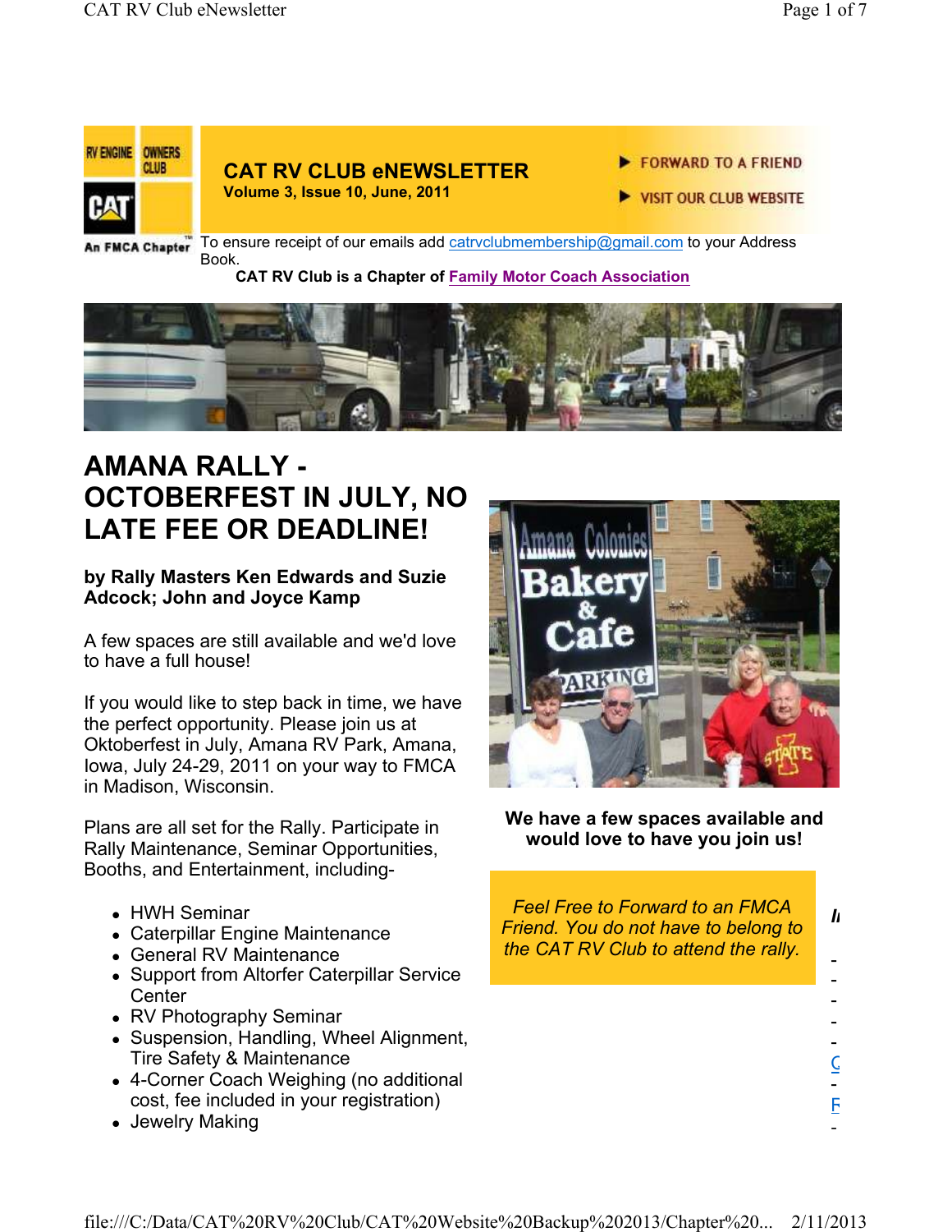CAT RV CLUB eNEWSLETTER

Volume 3, Issue 10, June, 2011

FORWARD TO A FRIEND

VISIT OUR CLUB WEBSITE

An FMCA Chapter

To ensure receipt of our emails add catrvclubmembership@gmail.com to your Address Book.

**CAT RV Club is a Chapter of Family Motor Coach Association**

# AMANA RALLY - OCTOBERFEST IN JULY, NO LATE FEE OR DEADLINE!

**by Rally Masters Ken Edwards and Suzie Adcock; John and Joyce Kamp**

A few spaces are still available and we'd love to have a full house!

If you would like to step back in time, we have the perfect opportunity. Please join us at Oktoberfest in July, Amana RV Park, Amana, Iowa, July 24-29, 2011 on your way to FMCA in Madison, Wisconsin.

Plans are all set for the Rally. Participate in Rally Maintenance, Seminar Opportunities, Booths, and Entertainment, including-

- HWH Seminar
- Caterpillar Engine Maintenance
- General RV Maintenance
- Support from Altorfer Caterpillar Service Center
- RV Photography Seminar
- Suspension, Handling, Wheel Alignment, Tire Safety & Maintenance
- 4-Corner Coach Weighing (no additional cost, fee included in your registration)
- Jewelry Making

**We have a few spaces available and would love to have you join us!**

*Feel Free to Forward to an FMCA Friend. You do not have to belong to the CAT RV Club to attend the rally.*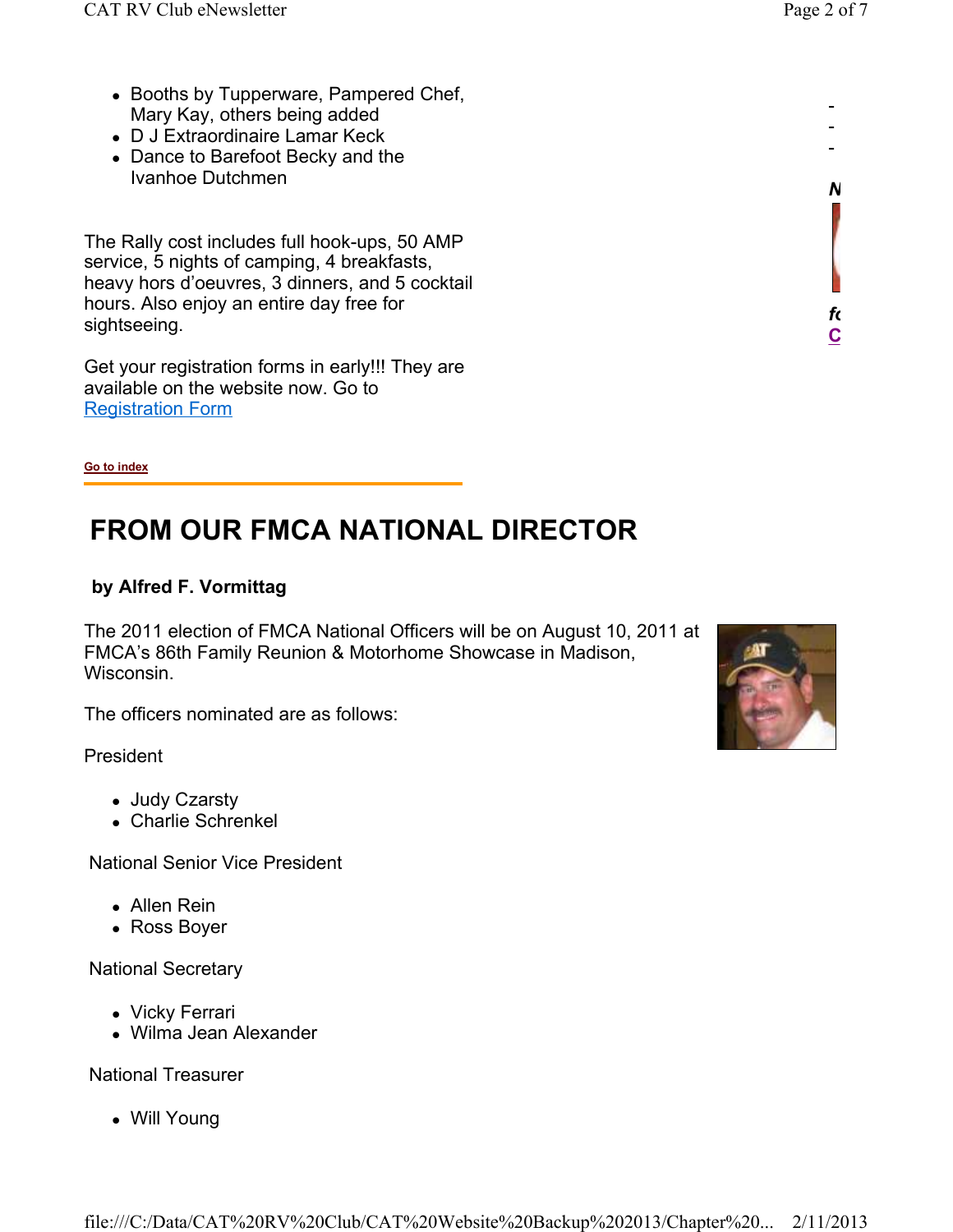- Booths by Tupperware, Pampered Chef, Mary Kay, others being added
- D J Extraordinaire Lamar Keck
- Dance to Barefoot Becky and the Ivanhoe Dutchmen

The Rally cost includes full hook-ups, 50 AMP service, 5 nights of camping, 4 breakfasts, heavy hors d'oeuvres, 3 dinners, and 5 cocktail hours. Also enjoy an entire day free for sightseeing.

Get your registration forms in early!!! They are available on the website now. Go to [Registration Form]

**Go to index**

# FROM OUR FMCA NATIONAL DIRECTOR

**by Alfred F. Vormittag**

The 2011 election of FMCA National Officers will be on August 10, 2011 at FMCA's 86th Family Reunion & Motorhome Showcase in Madison, Wisconsin.

The officers nominated are as follows:

President

- Judy Czarsty
- Charlie Schrenkel

National Senior Vice President

- Allen Rein
- Ross Boyer

National Secretary

- Vicky Ferrari
- Wilma Jean Alexander

National Treasurer

- Will Young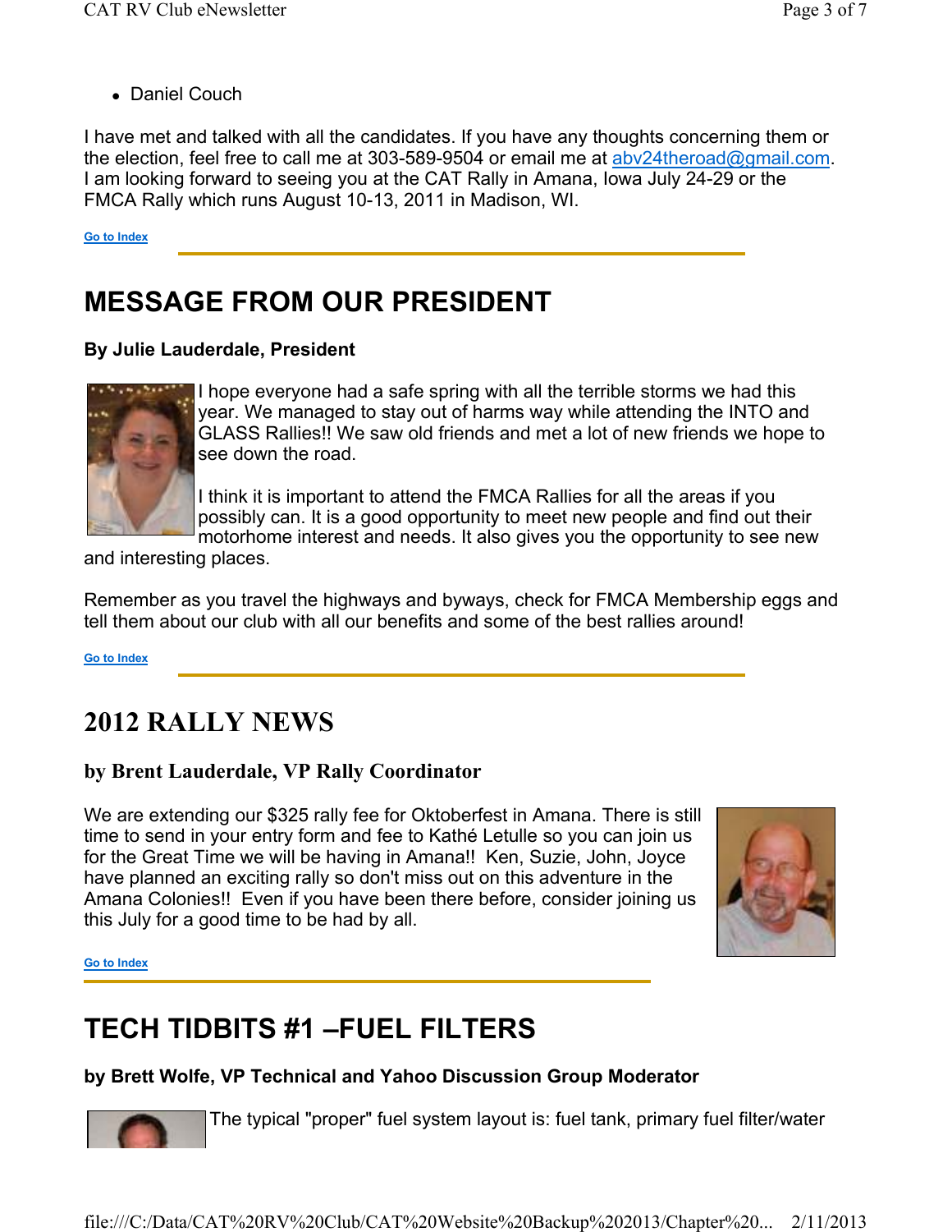- Daniel Couch

I have met and talked with all the candidates. If you have any thoughts concerning them or the election, feel free to call me at 303-589-9504 or email me at abv24theroad@gmail.com. I am looking forward to seeing you at the CAT Rally in Amana, Iowa July 24-29 or the FMCA Rally which runs August 10-13, 2011 in Madison, WI.

Go to Index

## MESSAGE FROM OUR PRESIDENT

**By Julie Lauderdale, President**

I hope everyone had a safe spring with all the terrible storms we had this year. We managed to stay out of harms way while attending the INTO and GLASS Rallies!! We saw old friends and met a lot of new friends we hope to see down the road.

I think it is important to attend the FMCA Rallies for all the areas if you possibly can. It is a good opportunity to meet new people and find out their motorhome interest and needs. It also gives you the opportunity to see new and interesting places.

Remember as you travel the highways and byways, check for FMCA Membership eggs and tell them about our club with all our benefits and some of the best rallies around!

Go to Index

## 2012 RALLY NEWS

**by Brent Lauderdale, VP Rally Coordinator**

We are extending our $325 rally fee for Oktoberfest in Amana. There is still time to send in your entry form and fee to Kathé Letulle so you can join us for the Great Time we will be having in Amana!! Ken, Suzie, John, Joyce have planned an exciting rally so don't miss out on this adventure in the Amana Colonies!! Even if you have been there before, consider joining us this July for a good time to be had by all.

Go to Index

## TECH TIDBITS #1 –FUEL FILTERS

**by Brett Wolfe, VP Technical and Yahoo Discussion Group Moderator**

The typical "proper" fuel system layout is: fuel tank, primary fuel filter/water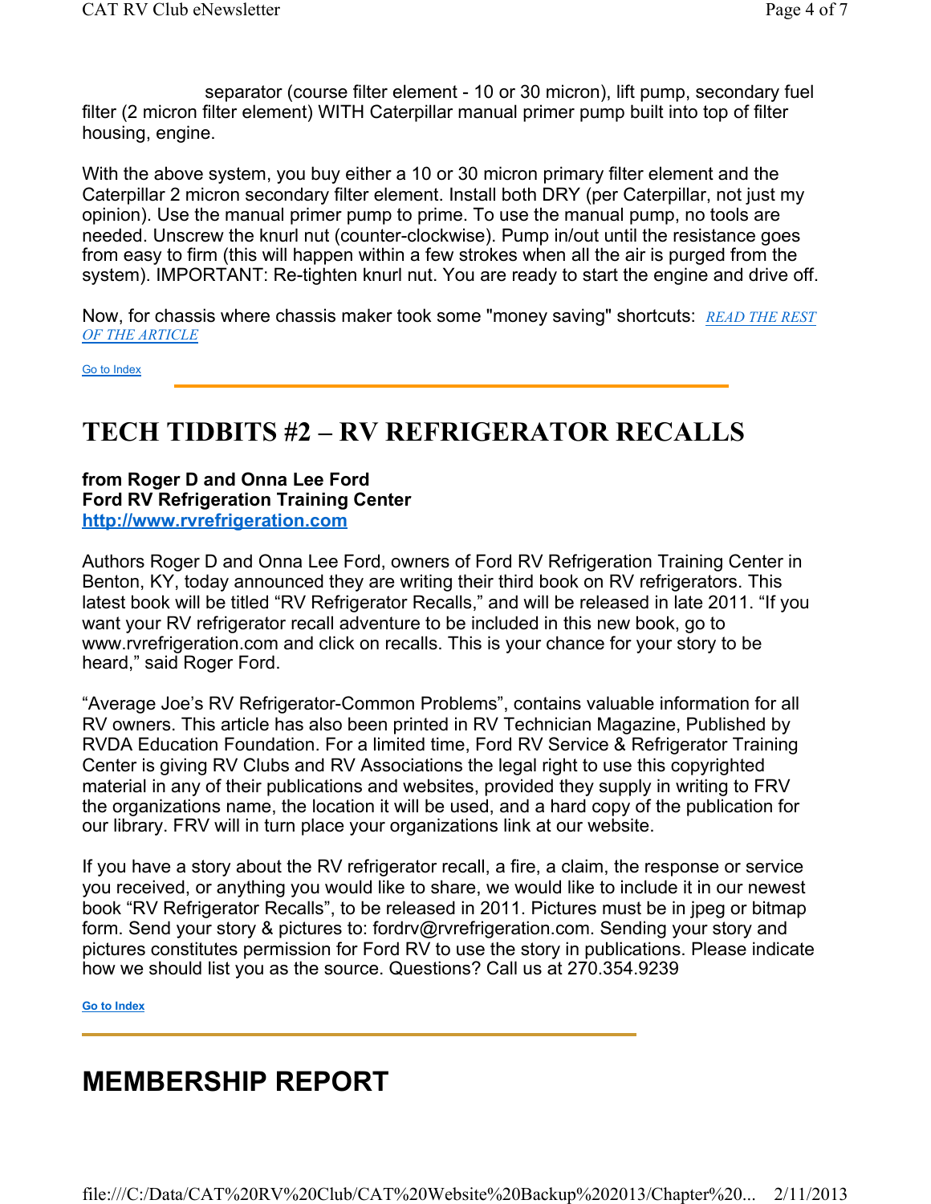separator (course filter element - 10 or 30 micron), lift pump, secondary fuel filter (2 micron filter element) WITH Caterpillar manual primer pump built into top of filter housing, engine.

With the above system, you buy either a 10 or 30 micron primary filter element and the Caterpillar 2 micron secondary filter element. Install both DRY (per Caterpillar, not just my opinion). Use the manual primer pump to prime. To use the manual pump, no tools are needed. Unscrew the knurl nut (counter-clockwise). Pump in/out until the resistance goes from easy to firm (this will happen within a few strokes when all the air is purged from the system). IMPORTANT: Re-tighten knurl nut. You are ready to start the engine and drive off.

Now, for chassis where chassis maker took some "money saving" shortcuts: *READ THE REST OF THE ARTICLE*

Go to Index

# TECH TIDBITS #2 – RV REFRIGERATOR RECALLS

**from Roger D and Onna Lee Ford**
**Ford RV Refrigeration Training Center**
**http://www.rvrefrigeration.com**

Authors Roger D and Onna Lee Ford, owners of Ford RV Refrigeration Training Center in Benton, KY, today announced they are writing their third book on RV refrigerators. This latest book will be titled "RV Refrigerator Recalls," and will be released in late 2011. "If you want your RV refrigerator recall adventure to be included in this new book, go to www.rvrefrigeration.com and click on recalls. This is your chance for your story to be heard," said Roger Ford.

"Average Joe's RV Refrigerator-Common Problems", contains valuable information for all RV owners. This article has also been printed in RV Technician Magazine, Published by RVDA Education Foundation. For a limited time, Ford RV Service & Refrigerator Training Center is giving RV Clubs and RV Associations the legal right to use this copyrighted material in any of their publications and websites, provided they supply in writing to FRV the organizations name, the location it will be used, and a hard copy of the publication for our library. FRV will in turn place your organizations link at our website.

If you have a story about the RV refrigerator recall, a fire, a claim, the response or service you received, or anything you would like to share, we would like to include it in our newest book "RV Refrigerator Recalls", to be released in 2011. Pictures must be in jpeg or bitmap form. Send your story & pictures to: fordrv@rvrefrigeration.com. Sending your story and pictures constitutes permission for Ford RV to use the story in publications. Please indicate how we should list you as the source. Questions? Call us at 270.354.9239

**Go to Index**

# MEMBERSHIP REPORT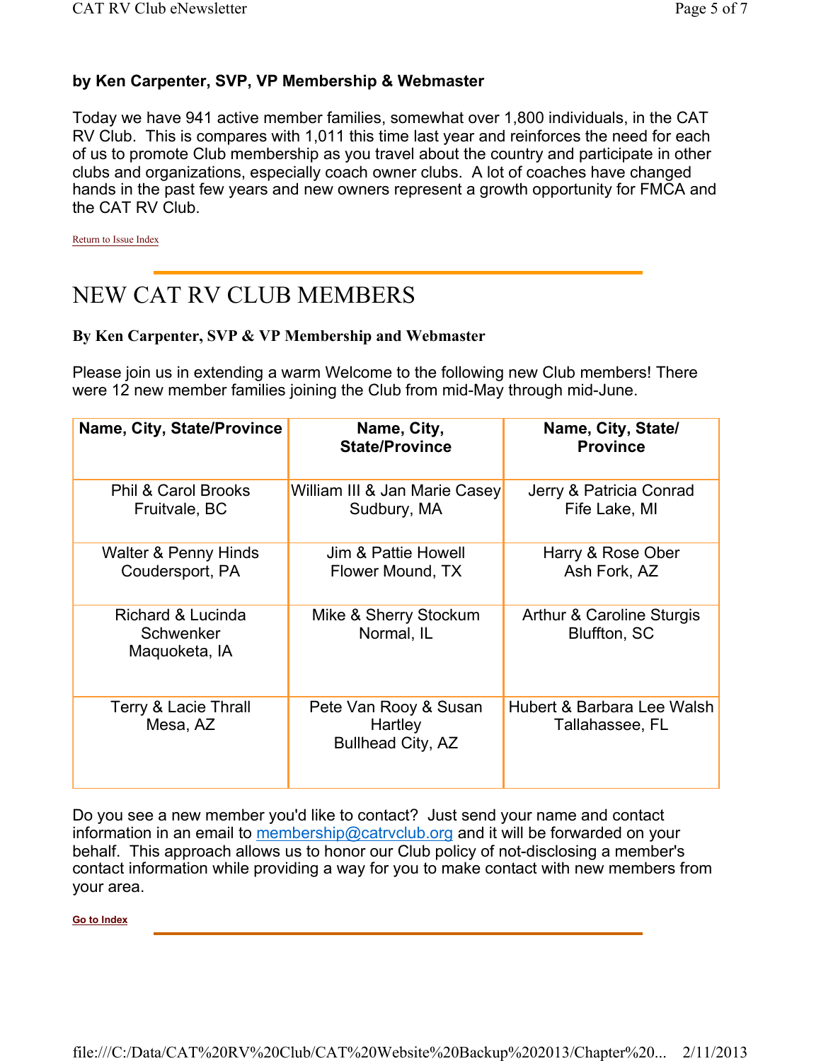**by Ken Carpenter, SVP, VP Membership & Webmaster**

Today we have 941 active member families, somewhat over 1,800 individuals, in the CAT RV Club. This is compares with 1,011 this time last year and reinforces the need for each of us to promote Club membership as you travel about the country and participate in other clubs and organizations, especially coach owner clubs. A lot of coaches have changed hands in the past few years and new owners represent a growth opportunity for FMCA and the CAT RV Club.

Return to Issue Index

---

# NEW CAT RV CLUB MEMBERS

**By Ken Carpenter, SVP & VP Membership and Webmaster**

Please join us in extending a warm Welcome to the following new Club members! There were 12 new member families joining the Club from mid-May through mid-June.

| Name, City, State/Province | Name, City, State/Province | Name, City, State/ Province |
|---|---|---|
| Phil & Carol Brooks<br>Fruitvale, BC | William III & Jan Marie Casey<br>Sudbury, MA | Jerry & Patricia Conrad<br>Fife Lake, MI |
| Walter & Penny Hinds<br>Coudersport, PA | Jim & Pattie Howell<br>Flower Mound, TX | Harry & Rose Ober<br>Ash Fork, AZ |
| Richard & Lucinda Schwenker<br>Maquoketa, IA | Mike & Sherry Stockum<br>Normal, IL | Arthur & Caroline Sturgis<br>Bluffton, SC |
| Terry & Lacie Thrall<br>Mesa, AZ | Pete Van Rooy & Susan Hartley<br>Bullhead City, AZ | Hubert & Barbara Lee Walsh<br>Tallahassee, FL |

Do you see a new member you'd like to contact? Just send your name and contact information in an email to membership@catrvclub.org and it will be forwarded on your behalf. This approach allows us to honor our Club policy of not-disclosing a member's contact information while providing a way for you to make contact with new members from your area.

**Go to Index**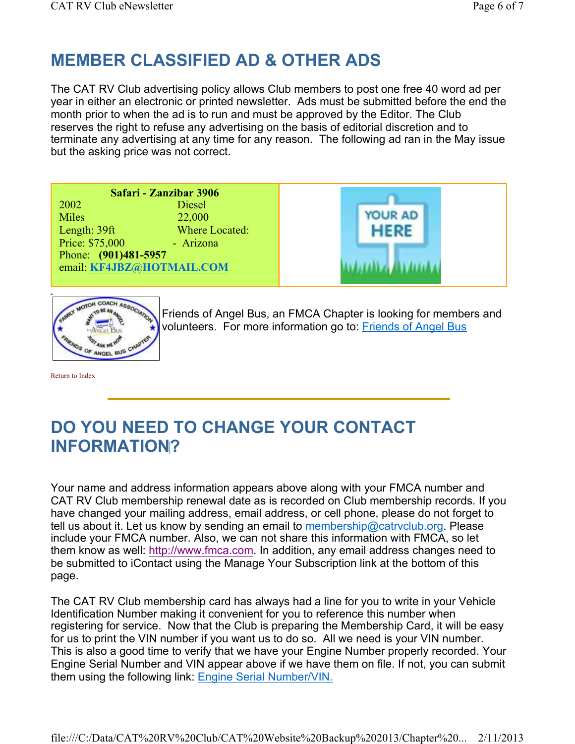## MEMBER CLASSIFIED AD & OTHER ADS

The CAT RV Club advertising policy allows Club members to post one free 40 word ad per year in either an electronic or printed newsletter. Ads must be submitted before the end the month prior to when the ad is to run and must be approved by the Editor. The Club reserves the right to refuse any advertising on the basis of editorial discretion and to terminate any advertising at any time for any reason. The following ad ran in the May issue but the asking price was not correct.

**Safari - Zanzibar 3906**

| | |
|---|---|
| 2002 | Diesel |
| Miles | 22,000 |
| Length: 39ft | Where Located: |
| Price: $75,000 | - Arizona |

Phone: **(901)481-5957**
email: **KF4JBZ@HOTMAIL.COM**

YOUR AD HERE

Friends of Angel Bus, an FMCA Chapter is looking for members and volunteers. For more information go to: Friends of Angel Bus

Return to Index

## DO YOU NEED TO CHANGE YOUR CONTACT INFORMATION?

Your name and address information appears above along with your FMCA number and CAT RV Club membership renewal date as is recorded on Club membership records. If you have changed your mailing address, email address, or cell phone, please do not forget to tell us about it. Let us know by sending an email to membership@catrvclub.org. Please include your FMCA number. Also, we can not share this information with FMCA, so let them know as well: http://www.fmca.com. In addition, any email address changes need to be submitted to iContact using the Manage Your Subscription link at the bottom of this page.

The CAT RV Club membership card has always had a line for you to write in your Vehicle Identification Number making it convenient for you to reference this number when registering for service. Now that the Club is preparing the Membership Card, it will be easy for us to print the VIN number if you want us to do so. All we need is your VIN number. This is also a good time to verify that we have your Engine Number properly recorded. Your Engine Serial Number and VIN appear above if we have them on file. If not, you can submit them using the following link: Engine Serial Number/VIN.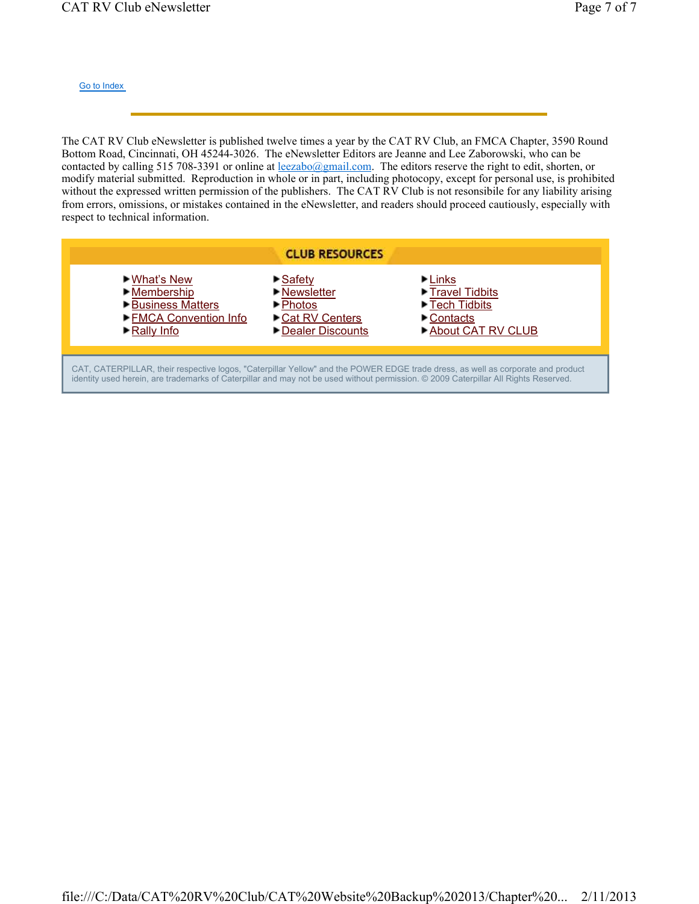Go to Index

---

The CAT RV Club eNewsletter is published twelve times a year by the CAT RV Club, an FMCA Chapter, 3590 Round Bottom Road, Cincinnati, OH 45244-3026. The eNewsletter Editors are Jeanne and Lee Zaborowski, who can be contacted by calling 515 708-3391 or online at leezabo@gmail.com. The editors reserve the right to edit, shorten, or modify material submitted. Reproduction in whole or in part, including photocopy, except for personal use, is prohibited without the expressed written permission of the publishers. The CAT RV Club is not resonsibile for any liability arising from errors, omissions, or mistakes contained in the eNewsletter, and readers should proceed cautiously, especially with respect to technical information.

## CLUB RESOURCES

- What's New
- Membership
- Business Matters
- FMCA Convention Info
- Rally Info
- Safety
- Newsletter
- Photos
- Cat RV Centers
- Dealer Discounts
- Links
- Travel Tidbits
- Tech Tidbits
- Contacts
- About CAT RV CLUB

CAT, CATERPILLAR, their respective logos, "Caterpillar Yellow" and the POWER EDGE trade dress, as well as corporate and product identity used herein, are trademarks of Caterpillar and may not be used without permission. © 2009 Caterpillar All Rights Reserved.